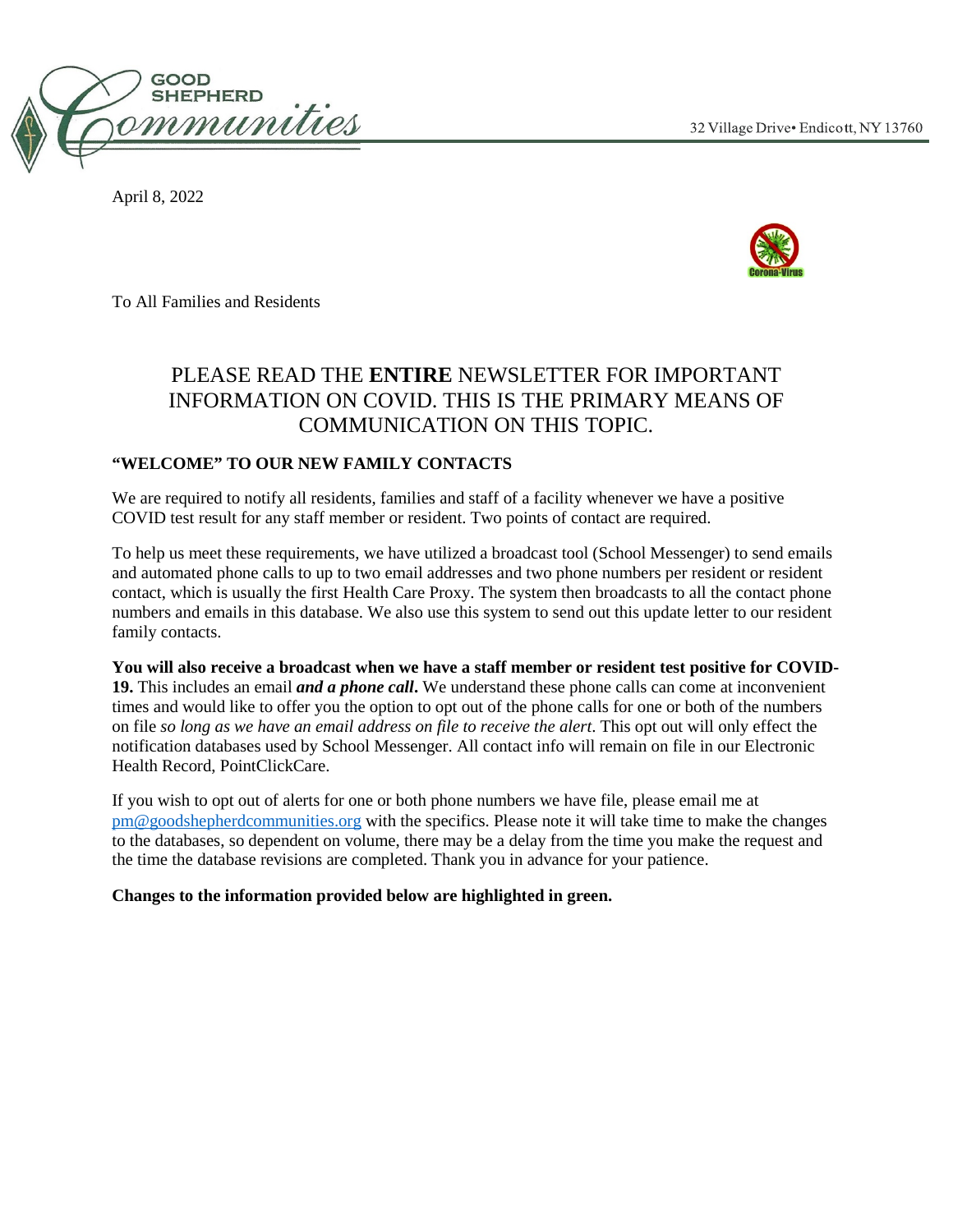32 Village Drive• Endicott, NY 13760

April 8, 2022

To All Families and Residents

## PLEASE READ THE **ENTIRE** NEWSLETTER FOR IMPORTANT INFORMATION ON COVID. THIS IS THE PRIMARY MEANS OF COMMUNICATION ON THIS TOPIC.

**"WELCOME" TO OUR NEW FAMILY CONTACTS**

We are required to notify all residents, families and staff of a facility whenever we have a positive COVID test result for any staff member or resident. Two points of contact are required.

To help us meet these requirements, we have utilized a broadcast tool (School Messenger) to send emails and automated phone calls to up to two email addresses and two phone numbers per resident or resident contact, which is usually the first Health Care Proxy. The system then broadcasts to all the contact phone numbers and emails in this database. We also use this system to send out this update letter to our resident family contacts.

**You will also receive a broadcast when we have a staff member or resident test positive for COVID-19.** This includes an email ***and a phone call*****.** We understand these phone calls can come at inconvenient times and would like to offer you the option to opt out of the phone calls for one or both of the numbers on file *so long as we have an email address on file to receive the alert*. This opt out will only effect the notification databases used by School Messenger. All contact info will remain on file in our Electronic Health Record, PointClickCare.

If you wish to opt out of alerts for one or both phone numbers we have file, please email me at pm@goodshepherdcommunities.org with the specifics. Please note it will take time to make the changes to the databases, so dependent on volume, there may be a delay from the time you make the request and the time the database revisions are completed. Thank you in advance for your patience.

**Changes to the information provided below are highlighted in green.**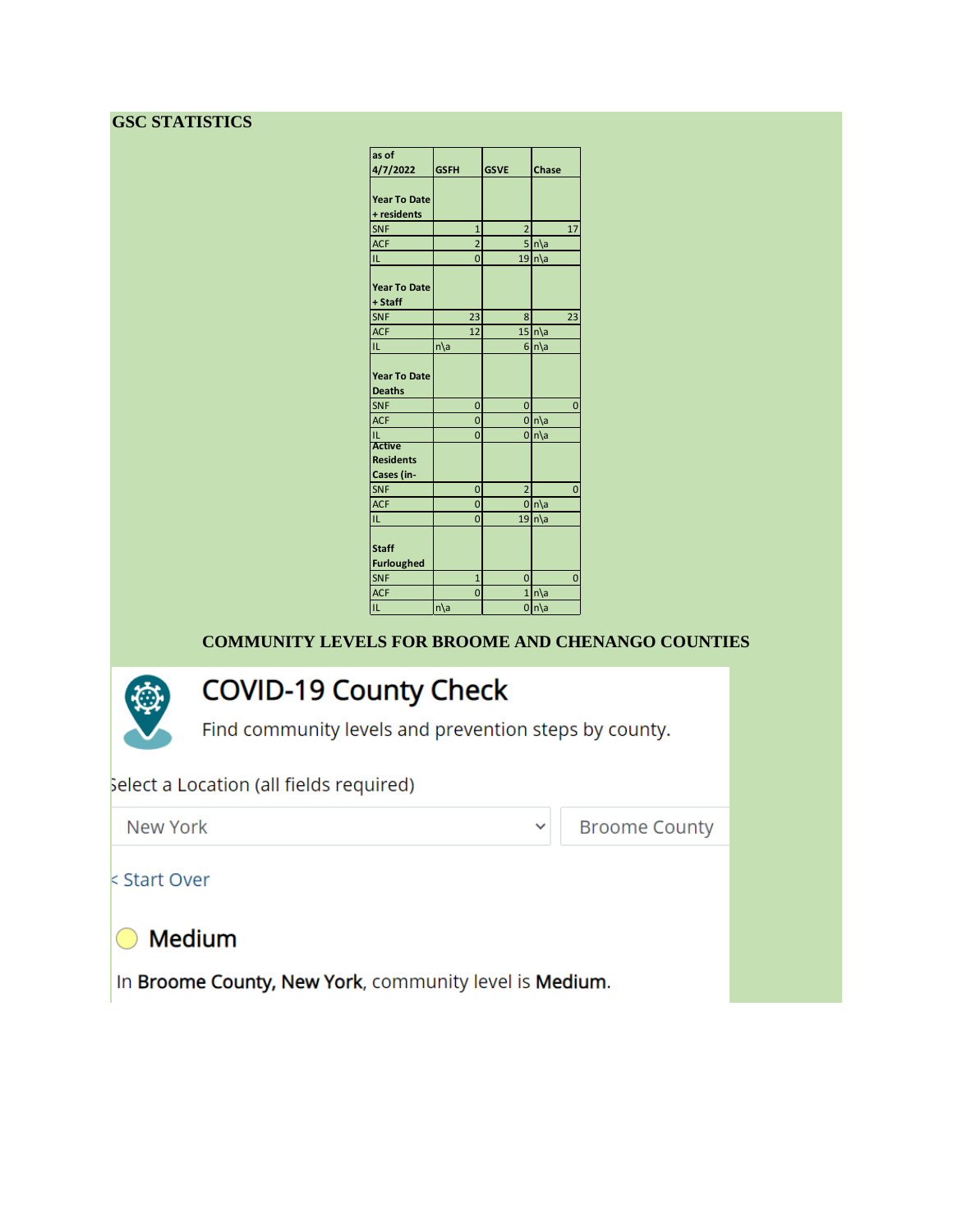## GSC STATISTICS

| as of 4/7/2022 | GSFH | GSVE | Chase |
|---|---|---|---|
| **Year To Date + residents** | | | |
| SNF | 1 | 2 | 17 |
| ACF | 2 | 5 | n\a |
| IL | 0 | 19 | n\a |
| **Year To Date + Staff** | | | |
| SNF | 23 | 8 | 23 |
| ACF | 12 | 15 | n\a |
| IL | n\a | 6 | n\a |
| **Year To Date Deaths** | | | |
| SNF | 0 | 0 | 0 |
| ACF | 0 | 0 | n\a |
| IL | 0 | 0 | n\a |
| **Active Residents Cases (in-** | | | |
| SNF | 0 | 2 | 0 |
| ACF | 0 | 0 | n\a |
| IL | 0 | 19 | n\a |
| **Staff Furloughed** | | | |
| SNF | 1 | 0 | 0 |
| ACF | 0 | 1 | n\a |
| IL | n\a | 0 | n\a |

**COMMUNITY LEVELS FOR BROOME AND CHENANGO COUNTIES**

# COVID-19 County Check

Find community levels and prevention steps by county.

Select a Location (all fields required)

New York | Broome County

< Start Over

## Medium

In **Broome County, New York**, community level is **Medium**.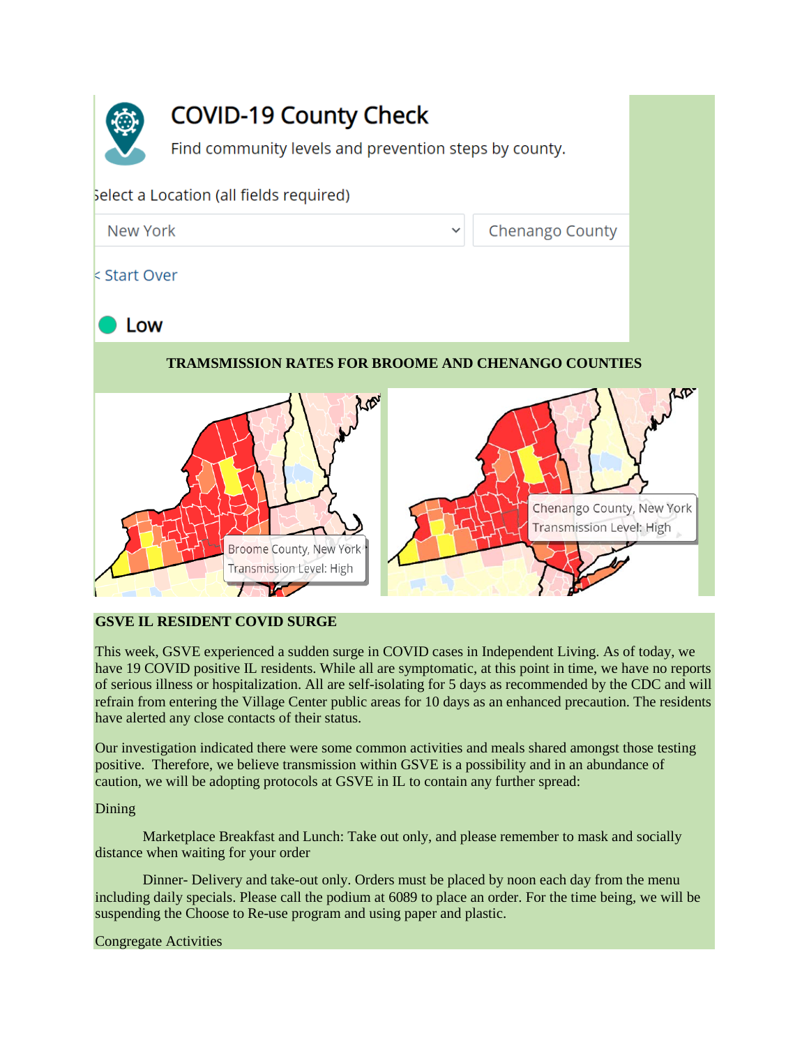# COVID-19 County Check

Find community levels and prevention steps by county.

Select a Location (all fields required)

New York | Chenango County

< Start Over

Low

**TRAMSMISSION RATES FOR BROOME AND CHENANGO COUNTIES**

Broome County, New York
Transmission Level: High

Chenango County, New York
Transmission Level: High

**GSVE IL RESIDENT COVID SURGE**

This week, GSVE experienced a sudden surge in COVID cases in Independent Living. As of today, we have 19 COVID positive IL residents. While all are symptomatic, at this point in time, we have no reports of serious illness or hospitalization. All are self-isolating for 5 days as recommended by the CDC and will refrain from entering the Village Center public areas for 10 days as an enhanced precaution. The residents have alerted any close contacts of their status.

Our investigation indicated there were some common activities and meals shared amongst those testing positive. Therefore, we believe transmission within GSVE is a possibility and in an abundance of caution, we will be adopting protocols at GSVE in IL to contain any further spread:

Dining

Marketplace Breakfast and Lunch: Take out only, and please remember to mask and socially distance when waiting for your order

Dinner- Delivery and take-out only. Orders must be placed by noon each day from the menu including daily specials. Please call the podium at 6089 to place an order. For the time being, we will be suspending the Choose to Re-use program and using paper and plastic.

Congregate Activities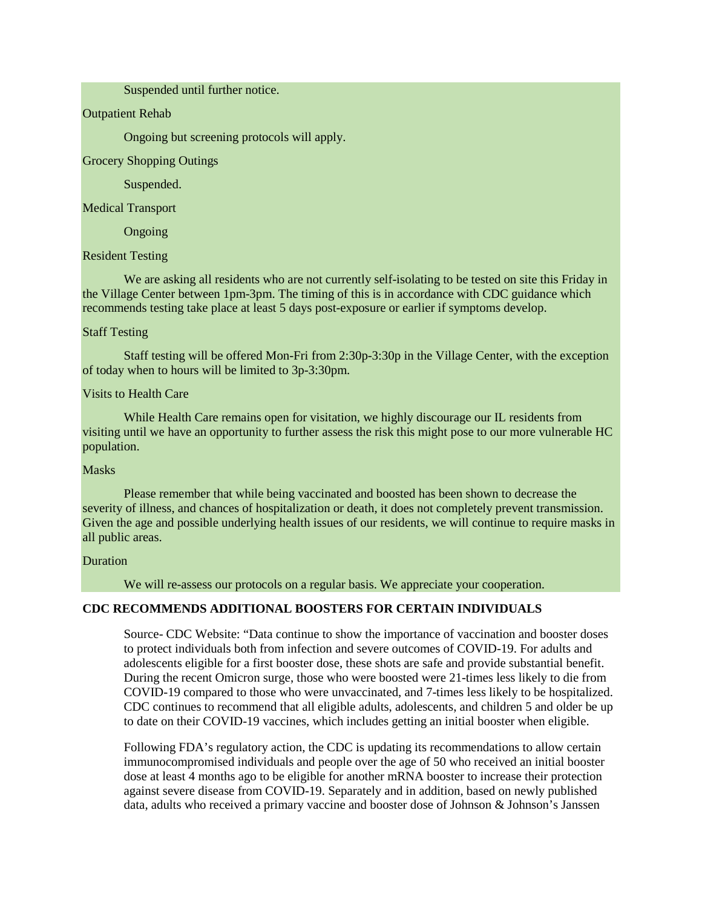Suspended until further notice.

Outpatient Rehab

Ongoing but screening protocols will apply.

Grocery Shopping Outings

Suspended.

Medical Transport

Ongoing

Resident Testing

We are asking all residents who are not currently self-isolating to be tested on site this Friday in the Village Center between 1pm-3pm. The timing of this is in accordance with CDC guidance which recommends testing take place at least 5 days post-exposure or earlier if symptoms develop.

Staff Testing

Staff testing will be offered Mon-Fri from 2:30p-3:30p in the Village Center, with the exception of today when to hours will be limited to 3p-3:30pm.

Visits to Health Care

While Health Care remains open for visitation, we highly discourage our IL residents from visiting until we have an opportunity to further assess the risk this might pose to our more vulnerable HC population.

Masks

Please remember that while being vaccinated and boosted has been shown to decrease the severity of illness, and chances of hospitalization or death, it does not completely prevent transmission. Given the age and possible underlying health issues of our residents, we will continue to require masks in all public areas.

Duration

We will re-assess our protocols on a regular basis. We appreciate your cooperation.

**CDC RECOMMENDS ADDITIONAL BOOSTERS FOR CERTAIN INDIVIDUALS**

Source- CDC Website: "Data continue to show the importance of vaccination and booster doses to protect individuals both from infection and severe outcomes of COVID-19. For adults and adolescents eligible for a first booster dose, these shots are safe and provide substantial benefit. During the recent Omicron surge, those who were boosted were 21-times less likely to die from COVID-19 compared to those who were unvaccinated, and 7-times less likely to be hospitalized. CDC continues to recommend that all eligible adults, adolescents, and children 5 and older be up to date on their COVID-19 vaccines, which includes getting an initial booster when eligible.

Following FDA's regulatory action, the CDC is updating its recommendations to allow certain immunocompromised individuals and people over the age of 50 who received an initial booster dose at least 4 months ago to be eligible for another mRNA booster to increase their protection against severe disease from COVID-19. Separately and in addition, based on newly published data, adults who received a primary vaccine and booster dose of Johnson & Johnson's Janssen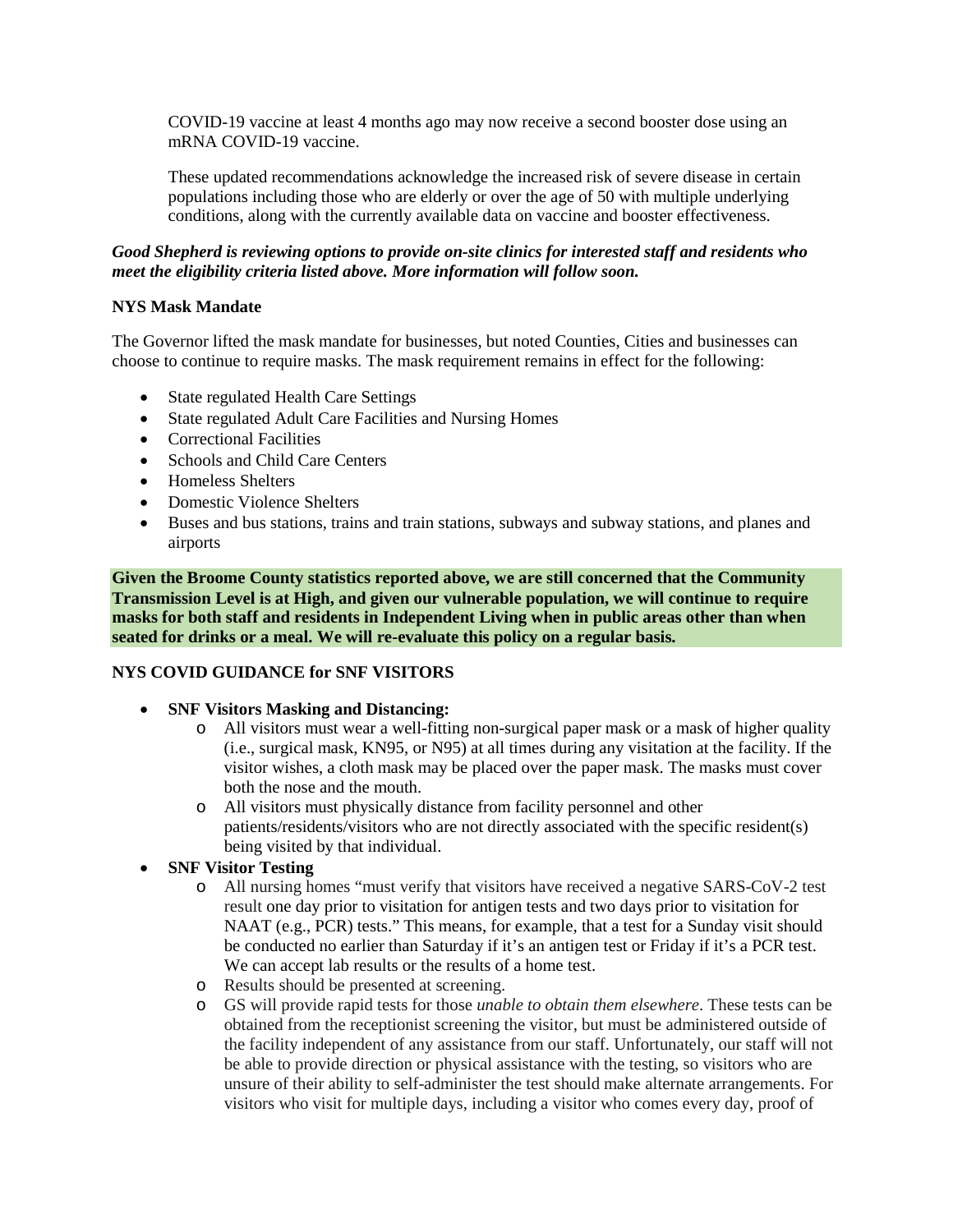COVID-19 vaccine at least 4 months ago may now receive a second booster dose using an mRNA COVID-19 vaccine.

These updated recommendations acknowledge the increased risk of severe disease in certain populations including those who are elderly or over the age of 50 with multiple underlying conditions, along with the currently available data on vaccine and booster effectiveness.

***Good Shepherd is reviewing options to provide on-site clinics for interested staff and residents who meet the eligibility criteria listed above. More information will follow soon.***

**NYS Mask Mandate**

The Governor lifted the mask mandate for businesses, but noted Counties, Cities and businesses can choose to continue to require masks. The mask requirement remains in effect for the following:

- State regulated Health Care Settings
- State regulated Adult Care Facilities and Nursing Homes
- Correctional Facilities
- Schools and Child Care Centers
- Homeless Shelters
- Domestic Violence Shelters
- Buses and bus stations, trains and train stations, subways and subway stations, and planes and airports

**Given the Broome County statistics reported above, we are still concerned that the Community Transmission Level is at High, and given our vulnerable population, we will continue to require masks for both staff and residents in Independent Living when in public areas other than when seated for drinks or a meal. We will re-evaluate this policy on a regular basis.**

**NYS COVID GUIDANCE for SNF VISITORS**

- **SNF Visitors Masking and Distancing:**
  - All visitors must wear a well-fitting non-surgical paper mask or a mask of higher quality (i.e., surgical mask, KN95, or N95) at all times during any visitation at the facility. If the visitor wishes, a cloth mask may be placed over the paper mask. The masks must cover both the nose and the mouth.
  - All visitors must physically distance from facility personnel and other patients/residents/visitors who are not directly associated with the specific resident(s) being visited by that individual.
- **SNF Visitor Testing**
  - All nursing homes "must verify that visitors have received a negative SARS-CoV-2 test result one day prior to visitation for antigen tests and two days prior to visitation for NAAT (e.g., PCR) tests." This means, for example, that a test for a Sunday visit should be conducted no earlier than Saturday if it's an antigen test or Friday if it's a PCR test. We can accept lab results or the results of a home test.
  - Results should be presented at screening.
  - GS will provide rapid tests for those *unable to obtain them elsewhere*. These tests can be obtained from the receptionist screening the visitor, but must be administered outside of the facility independent of any assistance from our staff. Unfortunately, our staff will not be able to provide direction or physical assistance with the testing, so visitors who are unsure of their ability to self-administer the test should make alternate arrangements. For visitors who visit for multiple days, including a visitor who comes every day, proof of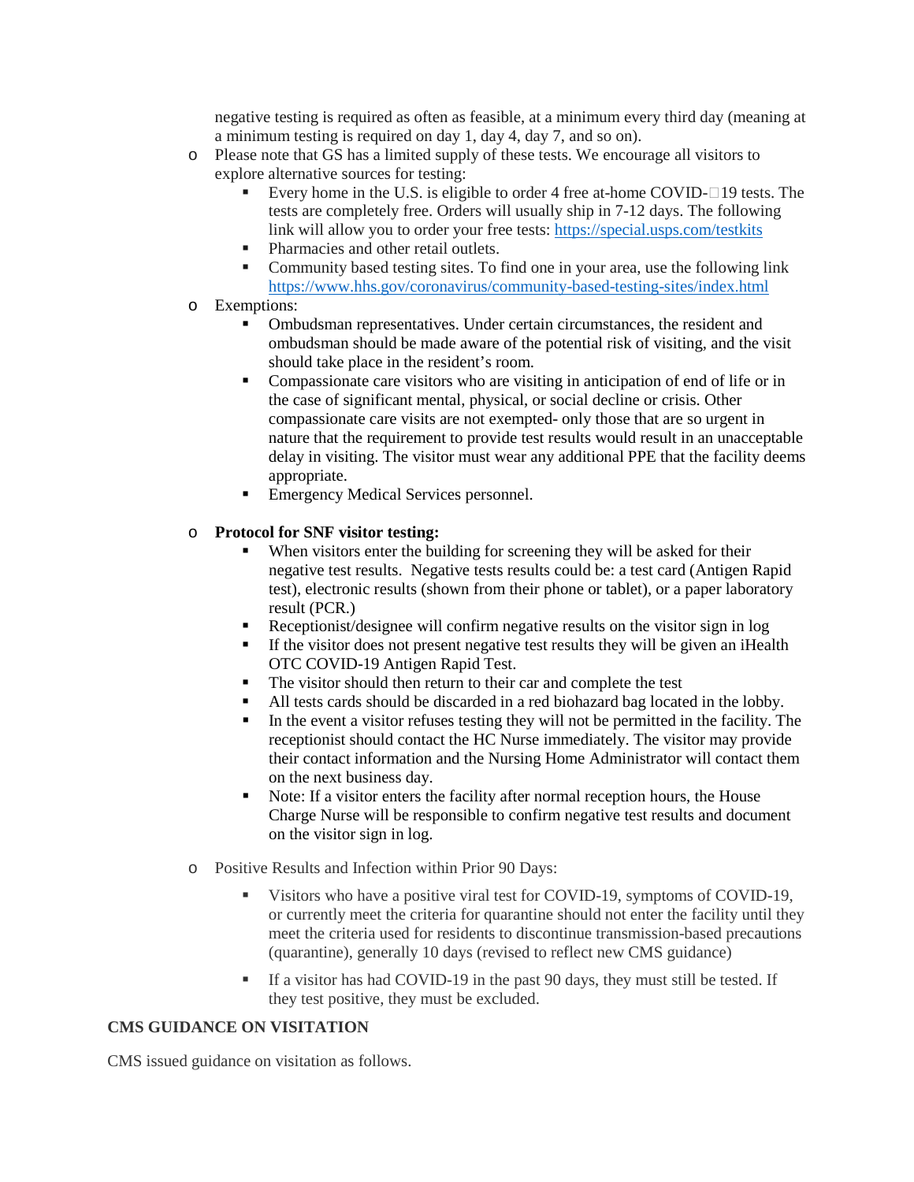negative testing is required as often as feasible, at a minimum every third day (meaning at a minimum testing is required on day 1, day 4, day 7, and so on).

- Please note that GS has a limited supply of these tests. We encourage all visitors to explore alternative sources for testing:
  - Every home in the U.S. is eligible to order 4 free at-home COVID-19 tests. The tests are completely free. Orders will usually ship in 7-12 days. The following link will allow you to order your free tests: https://special.usps.com/testkits
  - Pharmacies and other retail outlets.
  - Community based testing sites. To find one in your area, use the following link https://www.hhs.gov/coronavirus/community-based-testing-sites/index.html
- Exemptions:
  - Ombudsman representatives. Under certain circumstances, the resident and ombudsman should be made aware of the potential risk of visiting, and the visit should take place in the resident's room.
  - Compassionate care visitors who are visiting in anticipation of end of life or in the case of significant mental, physical, or social decline or crisis. Other compassionate care visits are not exempted- only those that are so urgent in nature that the requirement to provide test results would result in an unacceptable delay in visiting. The visitor must wear any additional PPE that the facility deems appropriate.
  - Emergency Medical Services personnel.

- **Protocol for SNF visitor testing:**
  - When visitors enter the building for screening they will be asked for their negative test results. Negative tests results could be: a test card (Antigen Rapid test), electronic results (shown from their phone or tablet), or a paper laboratory result (PCR.)
  - Receptionist/designee will confirm negative results on the visitor sign in log
  - If the visitor does not present negative test results they will be given an iHealth OTC COVID-19 Antigen Rapid Test.
  - The visitor should then return to their car and complete the test
  - All tests cards should be discarded in a red biohazard bag located in the lobby.
  - In the event a visitor refuses testing they will not be permitted in the facility. The receptionist should contact the HC Nurse immediately. The visitor may provide their contact information and the Nursing Home Administrator will contact them on the next business day.
  - Note: If a visitor enters the facility after normal reception hours, the House Charge Nurse will be responsible to confirm negative test results and document on the visitor sign in log.

- Positive Results and Infection within Prior 90 Days:
  - Visitors who have a positive viral test for COVID-19, symptoms of COVID-19, or currently meet the criteria for quarantine should not enter the facility until they meet the criteria used for residents to discontinue transmission-based precautions (quarantine), generally 10 days (revised to reflect new CMS guidance)
  - If a visitor has had COVID-19 in the past 90 days, they must still be tested. If they test positive, they must be excluded.

**CMS GUIDANCE ON VISITATION**

CMS issued guidance on visitation as follows.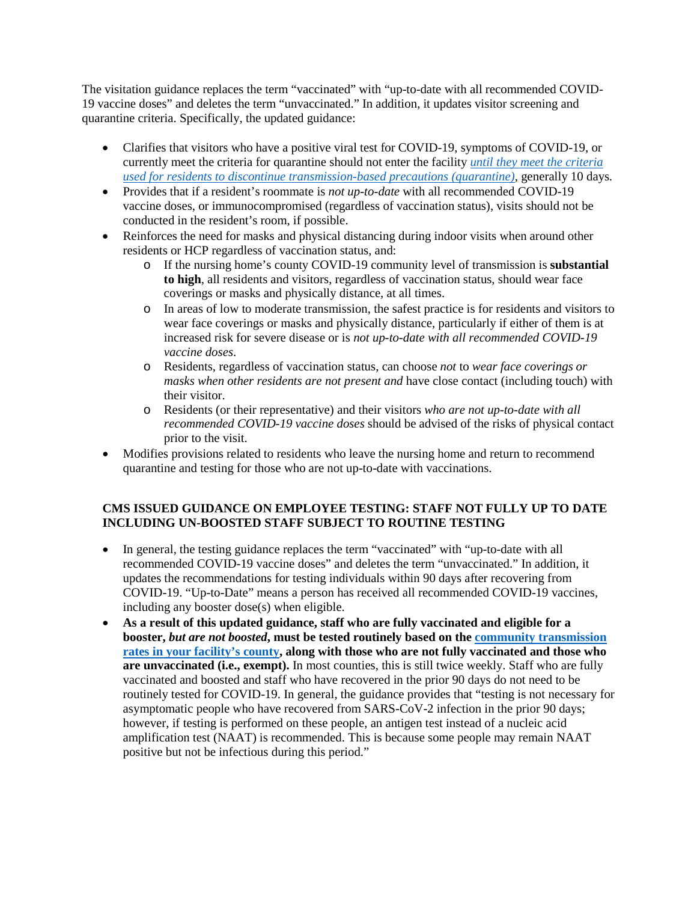The visitation guidance replaces the term “vaccinated” with “up-to-date with all recommended COVID-19 vaccine doses” and deletes the term “unvaccinated.” In addition, it updates visitor screening and quarantine criteria. Specifically, the updated guidance:

- Clarifies that visitors who have a positive viral test for COVID-19, symptoms of COVID-19, or currently meet the criteria for quarantine should not enter the facility *until they meet the criteria used for residents to discontinue transmission-based precautions (quarantine)*, generally 10 days.
- Provides that if a resident’s roommate is *not up-to-date* with all recommended COVID-19 vaccine doses, or immunocompromised (regardless of vaccination status), visits should not be conducted in the resident’s room, if possible.
- Reinforces the need for masks and physical distancing during indoor visits when around other residents or HCP regardless of vaccination status, and:
  - If the nursing home’s county COVID-19 community level of transmission is **substantial to high**, all residents and visitors, regardless of vaccination status, should wear face coverings or masks and physically distance, at all times.
  - In areas of low to moderate transmission, the safest practice is for residents and visitors to wear face coverings or masks and physically distance, particularly if either of them is at increased risk for severe disease or is *not up-to-date with all recommended COVID-19 vaccine doses*.
  - Residents, regardless of vaccination status, can choose *not* to *wear face coverings or masks when other residents are not present and* have close contact (including touch) with their visitor.
  - Residents (or their representative) and their visitors *who are not up-to-date with all recommended COVID-19 vaccine doses* should be advised of the risks of physical contact prior to the visit.
- Modifies provisions related to residents who leave the nursing home and return to recommend quarantine and testing for those who are not up-to-date with vaccinations.

**CMS ISSUED GUIDANCE ON EMPLOYEE TESTING: STAFF NOT FULLY UP TO DATE INCLUDING UN-BOOSTED STAFF SUBJECT TO ROUTINE TESTING**

- In general, the testing guidance replaces the term “vaccinated” with “up-to-date with all recommended COVID-19 vaccine doses” and deletes the term “unvaccinated.” In addition, it updates the recommendations for testing individuals within 90 days after recovering from COVID-19. “Up-to-Date” means a person has received all recommended COVID-19 vaccines, including any booster dose(s) when eligible.
- **As a result of this updated guidance, staff who are fully vaccinated and eligible for a booster,** ***but are not boosted*****, must be tested routinely based on the community transmission rates in your facility’s county, along with those who are not fully vaccinated and those who are unvaccinated (i.e., exempt).** In most counties, this is still twice weekly. Staff who are fully vaccinated and boosted and staff who have recovered in the prior 90 days do not need to be routinely tested for COVID-19. In general, the guidance provides that “testing is not necessary for asymptomatic people who have recovered from SARS-CoV-2 infection in the prior 90 days; however, if testing is performed on these people, an antigen test instead of a nucleic acid amplification test (NAAT) is recommended. This is because some people may remain NAAT positive but not be infectious during this period.”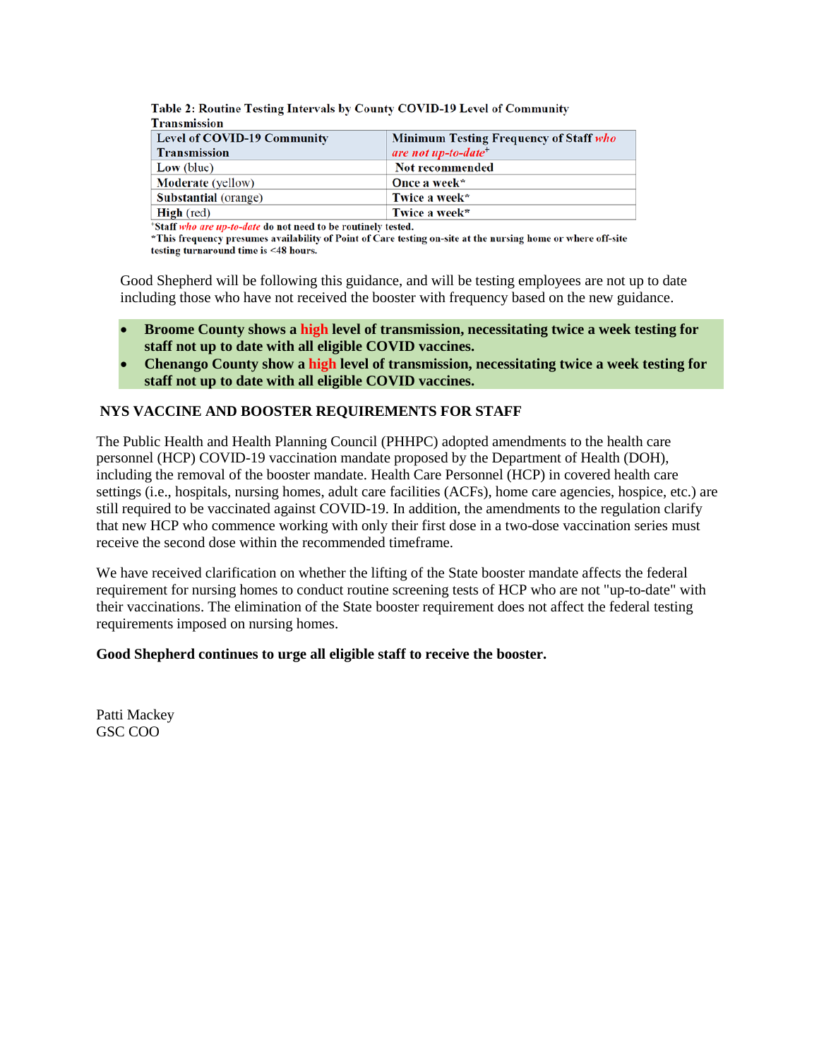**Table 2: Routine Testing Intervals by County COVID-19 Level of Community Transmission**

| Level of COVID-19 Community Transmission | Minimum Testing Frequency of Staff *who are not up-to-date*+ |
|---|---|
| Low (blue) | **Not recommended** |
| **Moderate** (yellow) | **Once a week*** |
| **Substantial** (orange) | **Twice a week*** |
| **High** (red) | **Twice a week*** |

**+Staff *who are up-to-date* do not need to be routinely tested.**
***This frequency presumes availability of Point of Care testing on-site at the nursing home or where off-site testing turnaround time is <48 hours.**

Good Shepherd will be following this guidance, and will be testing employees are not up to date including those who have not received the booster with frequency based on the new guidance.

- **Broome County shows a high level of transmission, necessitating twice a week testing for staff not up to date with all eligible COVID vaccines.**
- **Chenango County show a high level of transmission, necessitating twice a week testing for staff not up to date with all eligible COVID vaccines.**

## NYS VACCINE AND BOOSTER REQUIREMENTS FOR STAFF

The Public Health and Health Planning Council (PHHPC) adopted amendments to the health care personnel (HCP) COVID-19 vaccination mandate proposed by the Department of Health (DOH), including the removal of the booster mandate. Health Care Personnel (HCP) in covered health care settings (i.e., hospitals, nursing homes, adult care facilities (ACFs), home care agencies, hospice, etc.) are still required to be vaccinated against COVID-19. In addition, the amendments to the regulation clarify that new HCP who commence working with only their first dose in a two-dose vaccination series must receive the second dose within the recommended timeframe.

We have received clarification on whether the lifting of the State booster mandate affects the federal requirement for nursing homes to conduct routine screening tests of HCP who are not "up-to-date" with their vaccinations. The elimination of the State booster requirement does not affect the federal testing requirements imposed on nursing homes.

**Good Shepherd continues to urge all eligible staff to receive the booster.**

Patti Mackey
GSC COO